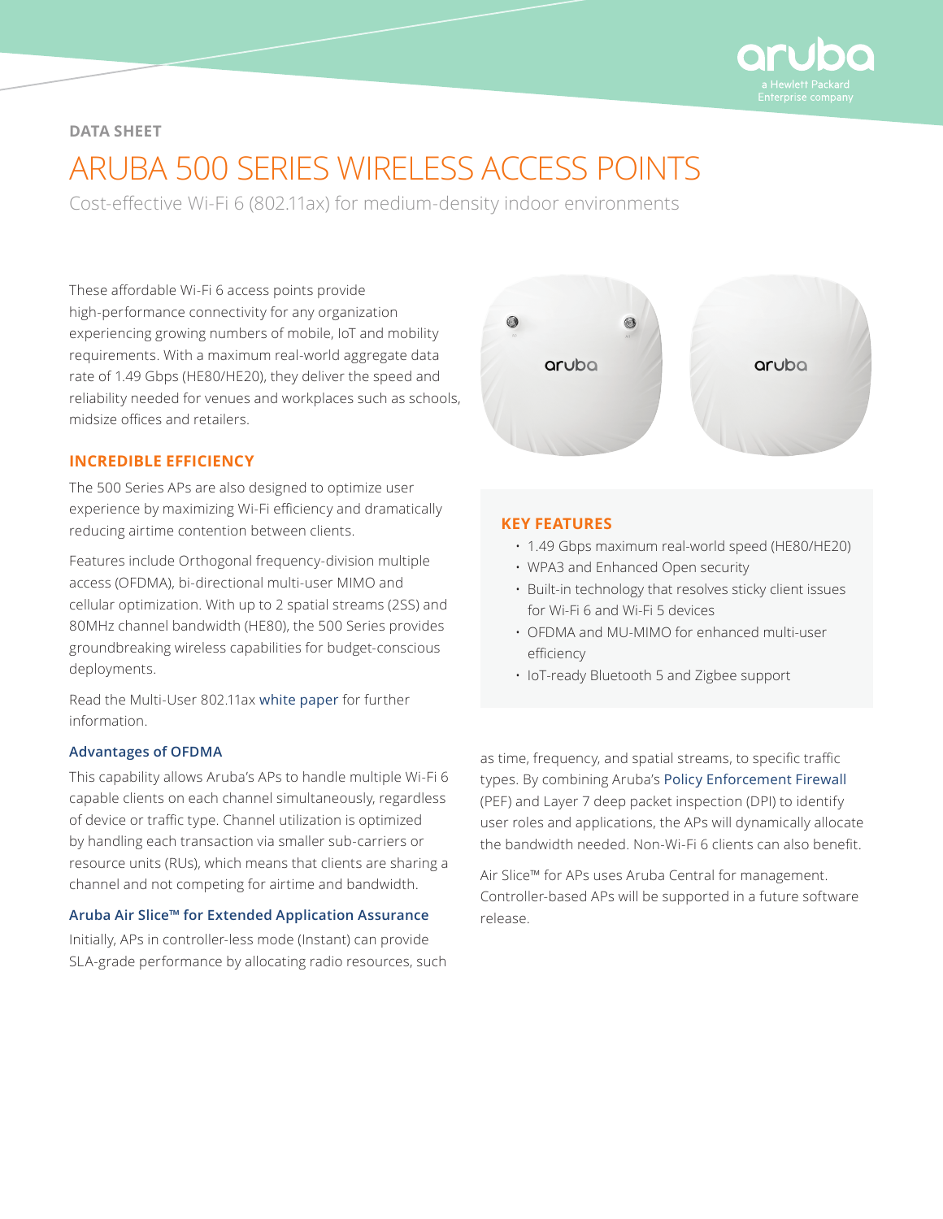DATA SHEET

# ARUBA 500 SERIES WIRELESS ACCESS POINTS

Cost-effective Wi-Fi 6 (802.11ax) for medium-density indoor environments

These affordable Wi-Fi 6 access points provide high-performance connectivity for any organization experiencing growing numbers of mobile, IoT and mobility requirements. With a maximum real-world aggregate data rate of 1.49 Gbps (HE80/HE20), they deliver the speed and reliability needed for venues and workplaces such as schools, midsize offices and retailers.

## KEY FEATURES

- 1.49 Gbps maximum real-world speed (HE80/HE20)
- WPA3 and Enhanced Open security
- Built-in technology that resolves sticky client issues for Wi-Fi 6 and Wi-Fi 5 devices
- OFDMA and MU-MIMO for enhanced multi-user efficiency
- IoT-ready Bluetooth 5 and Zigbee support

## INCREDIBLE EFFICIENCY

The 500 Series APs are also designed to optimize user experience by maximizing Wi-Fi efficiency and dramatically reducing airtime contention between clients.

Features include Orthogonal frequency-division multiple access (OFDMA), bi-directional multi-user MIMO and cellular optimization. With up to 2 spatial streams (2SS) and 80MHz channel bandwidth (HE80), the 500 Series provides groundbreaking wireless capabilities for budget-conscious deployments.

Read the Multi-User 802.11ax white paper for further information.

### Advantages of OFDMA

This capability allows Aruba's APs to handle multiple Wi-Fi 6 capable clients on each channel simultaneously, regardless of device or traffic type. Channel utilization is optimized by handling each transaction via smaller sub-carriers or resource units (RUs), which means that clients are sharing a channel and not competing for airtime and bandwidth.

### Aruba Air Slice™ for Extended Application Assurance

Initially, APs in controller-less mode (Instant) can provide SLA-grade performance by allocating radio resources, such as time, frequency, and spatial streams, to specific traffic types. By combining Aruba's Policy Enforcement Firewall (PEF) and Layer 7 deep packet inspection (DPI) to identify user roles and applications, the APs will dynamically allocate the bandwidth needed. Non-Wi-Fi 6 clients can also benefit.

Air Slice™ for APs uses Aruba Central for management. Controller-based APs will be supported in a future software release.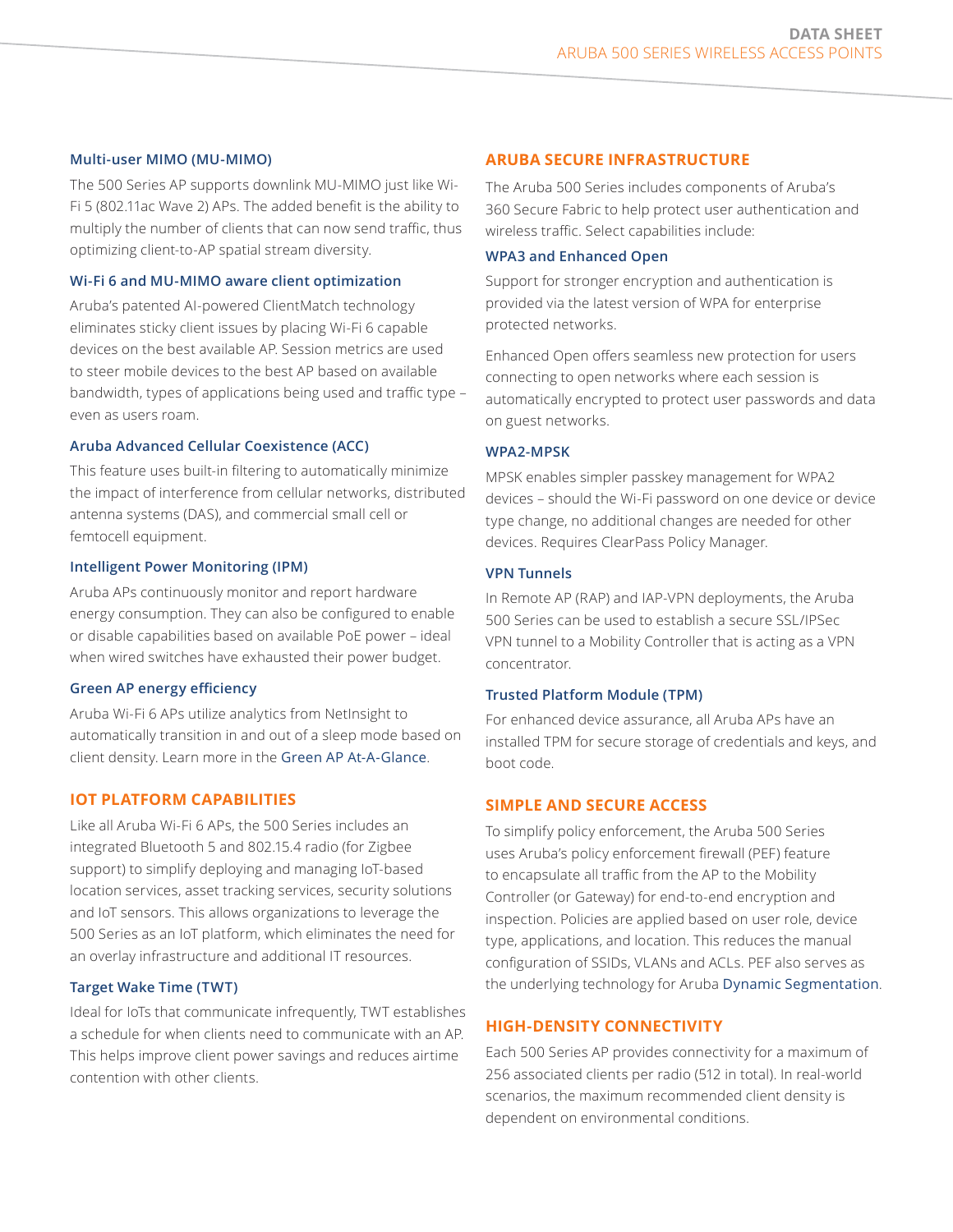### Multi-user MIMO (MU-MIMO)

The 500 Series AP supports downlink MU-MIMO just like Wi-Fi 5 (802.11ac Wave 2) APs. The added benefit is the ability to multiply the number of clients that can now send traffic, thus optimizing client-to-AP spatial stream diversity.

### Wi-Fi 6 and MU-MIMO aware client optimization

Aruba's patented AI-powered ClientMatch technology eliminates sticky client issues by placing Wi-Fi 6 capable devices on the best available AP. Session metrics are used to steer mobile devices to the best AP based on available bandwidth, types of applications being used and traffic type – even as users roam.

### Aruba Advanced Cellular Coexistence (ACC)

This feature uses built-in filtering to automatically minimize the impact of interference from cellular networks, distributed antenna systems (DAS), and commercial small cell or femtocell equipment.

### Intelligent Power Monitoring (IPM)

Aruba APs continuously monitor and report hardware energy consumption. They can also be configured to enable or disable capabilities based on available PoE power – ideal when wired switches have exhausted their power budget.

### Green AP energy efficiency

Aruba Wi-Fi 6 APs utilize analytics from NetInsight to automatically transition in and out of a sleep mode based on client density. Learn more in the Green AP At-A-Glance.

## IOT PLATFORM CAPABILITIES

Like all Aruba Wi-Fi 6 APs, the 500 Series includes an integrated Bluetooth 5 and 802.15.4 radio (for Zigbee support) to simplify deploying and managing IoT-based location services, asset tracking services, security solutions and IoT sensors. This allows organizations to leverage the 500 Series as an IoT platform, which eliminates the need for an overlay infrastructure and additional IT resources.

### Target Wake Time (TWT)

Ideal for IoTs that communicate infrequently, TWT establishes a schedule for when clients need to communicate with an AP. This helps improve client power savings and reduces airtime contention with other clients.

## ARUBA SECURE INFRASTRUCTURE

The Aruba 500 Series includes components of Aruba's 360 Secure Fabric to help protect user authentication and wireless traffic. Select capabilities include:

### WPA3 and Enhanced Open

Support for stronger encryption and authentication is provided via the latest version of WPA for enterprise protected networks.

Enhanced Open offers seamless new protection for users connecting to open networks where each session is automatically encrypted to protect user passwords and data on guest networks.

### WPA2-MPSK

MPSK enables simpler passkey management for WPA2 devices – should the Wi-Fi password on one device or device type change, no additional changes are needed for other devices. Requires ClearPass Policy Manager.

### VPN Tunnels

In Remote AP (RAP) and IAP-VPN deployments, the Aruba 500 Series can be used to establish a secure SSL/IPSec VPN tunnel to a Mobility Controller that is acting as a VPN concentrator.

### Trusted Platform Module (TPM)

For enhanced device assurance, all Aruba APs have an installed TPM for secure storage of credentials and keys, and boot code.

## SIMPLE AND SECURE ACCESS

To simplify policy enforcement, the Aruba 500 Series uses Aruba's policy enforcement firewall (PEF) feature to encapsulate all traffic from the AP to the Mobility Controller (or Gateway) for end-to-end encryption and inspection. Policies are applied based on user role, device type, applications, and location. This reduces the manual configuration of SSIDs, VLANs and ACLs. PEF also serves as the underlying technology for Aruba Dynamic Segmentation.

## HIGH-DENSITY CONNECTIVITY

Each 500 Series AP provides connectivity for a maximum of 256 associated clients per radio (512 in total). In real-world scenarios, the maximum recommended client density is dependent on environmental conditions.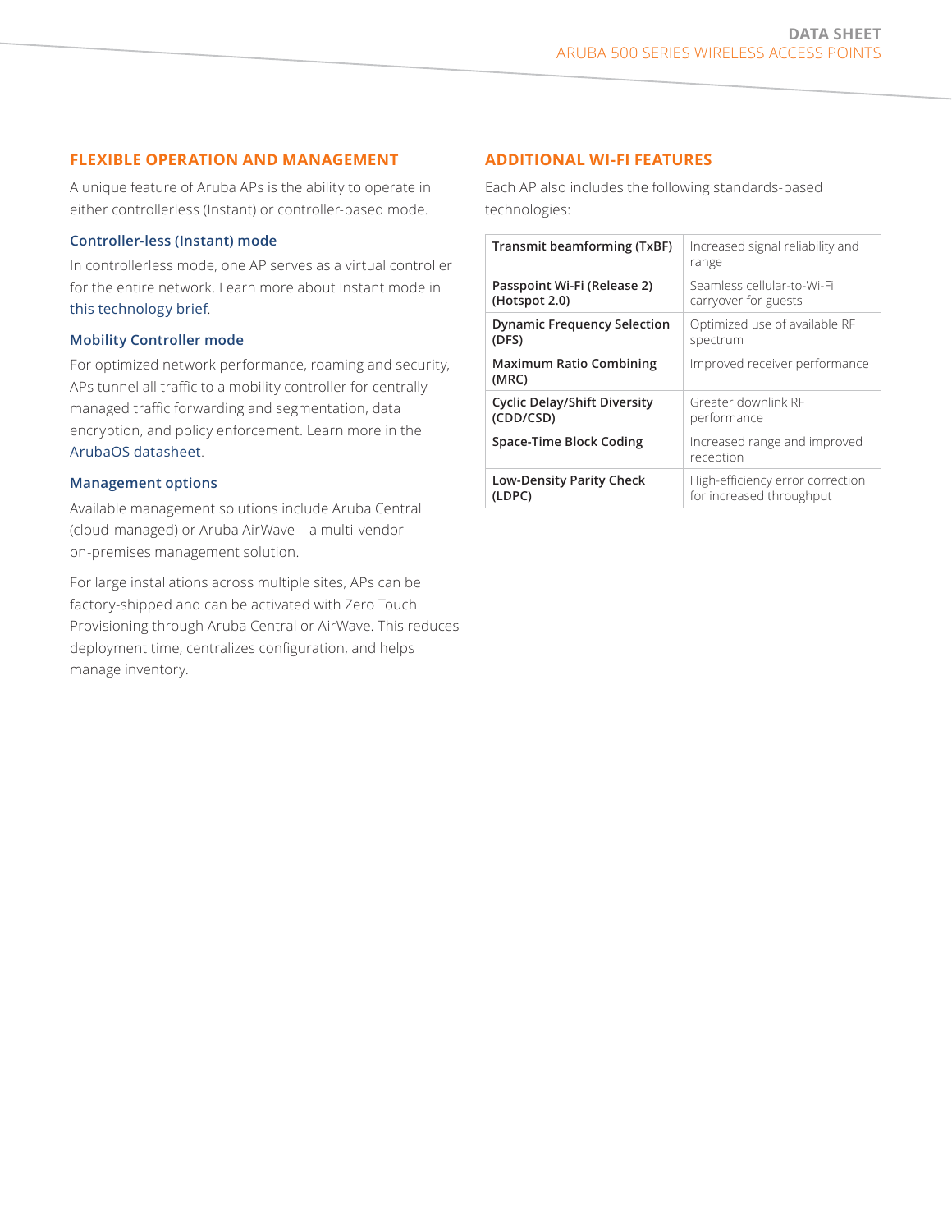## FLEXIBLE OPERATION AND MANAGEMENT

A unique feature of Aruba APs is the ability to operate in either controllerless (Instant) or controller-based mode.

### Controller-less (Instant) mode

In controllerless mode, one AP serves as a virtual controller for the entire network. Learn more about Instant mode in this technology brief.

### Mobility Controller mode

For optimized network performance, roaming and security, APs tunnel all traffic to a mobility controller for centrally managed traffic forwarding and segmentation, data encryption, and policy enforcement. Learn more in the ArubaOS datasheet.

### Management options

Available management solutions include Aruba Central (cloud-managed) or Aruba AirWave – a multi-vendor on-premises management solution.

For large installations across multiple sites, APs can be factory-shipped and can be activated with Zero Touch Provisioning through Aruba Central or AirWave. This reduces deployment time, centralizes configuration, and helps manage inventory.

## ADDITIONAL WI-FI FEATURES

Each AP also includes the following standards-based technologies:

| | |
|---|---|
| **Transmit beamforming (TxBF)** | Increased signal reliability and range |
| **Passpoint Wi-Fi (Release 2) (Hotspot 2.0)** | Seamless cellular-to-Wi-Fi carryover for guests |
| **Dynamic Frequency Selection (DFS)** | Optimized use of available RF spectrum |
| **Maximum Ratio Combining (MRC)** | Improved receiver performance |
| **Cyclic Delay/Shift Diversity (CDD/CSD)** | Greater downlink RF performance |
| **Space-Time Block Coding** | Increased range and improved reception |
| **Low-Density Parity Check (LDPC)** | High-efficiency error correction for increased throughput |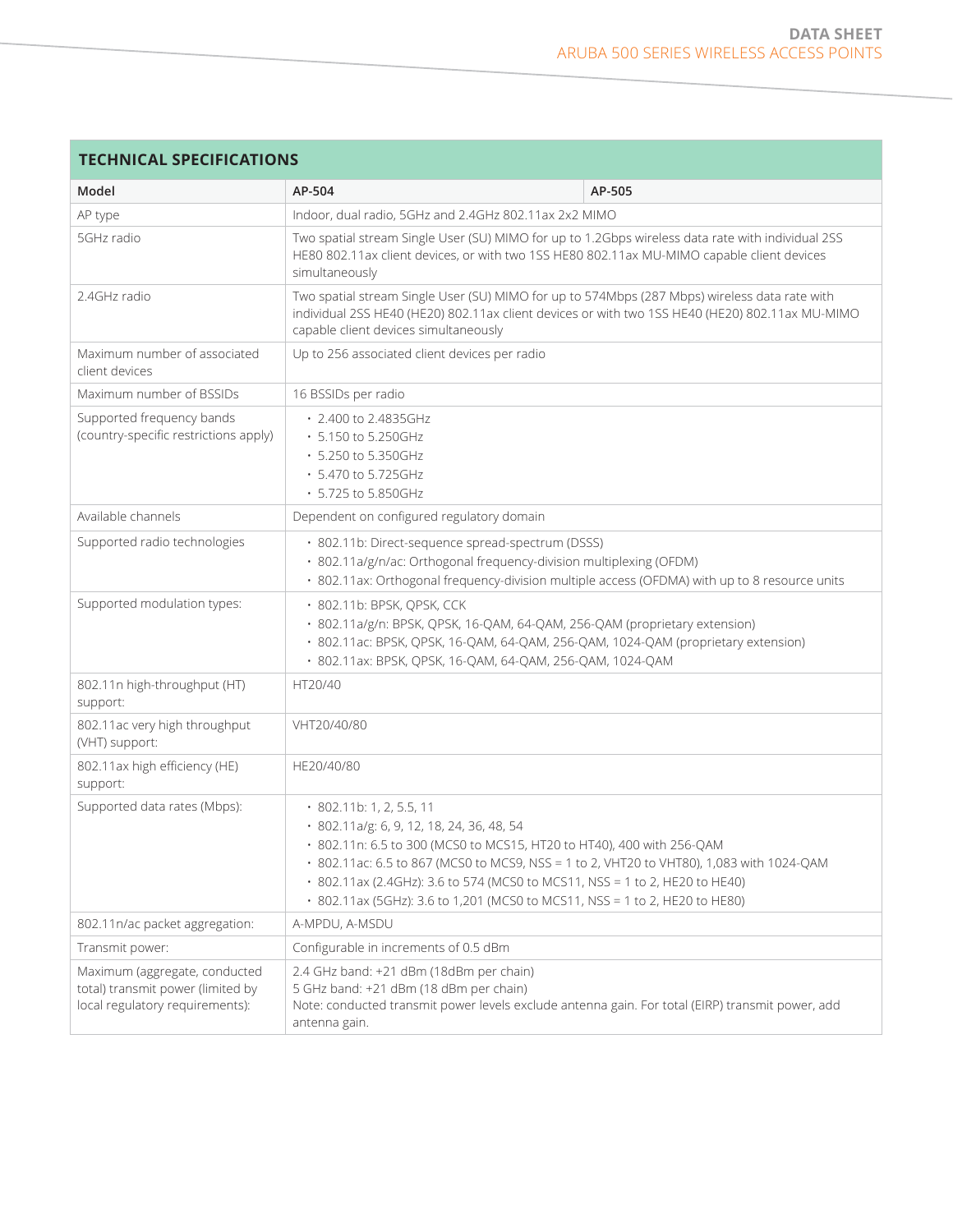## TECHNICAL SPECIFICATIONS

| Model | AP-504 | AP-505 |
|---|---|---|
| AP type | Indoor, dual radio, 5GHz and 2.4GHz 802.11ax 2x2 MIMO | |
| 5GHz radio | Two spatial stream Single User (SU) MIMO for up to 1.2Gbps wireless data rate with individual 2SS HE80 802.11ax client devices, or with two 1SS HE80 802.11ax MU-MIMO capable client devices simultaneously | |
| 2.4GHz radio | Two spatial stream Single User (SU) MIMO for up to 574Mbps (287 Mbps) wireless data rate with individual 2SS HE40 (HE20) 802.11ax client devices or with two 1SS HE40 (HE20) 802.11ax MU-MIMO capable client devices simultaneously | |
| Maximum number of associated client devices | Up to 256 associated client devices per radio | |
| Maximum number of BSSIDs | 16 BSSIDs per radio | |
| Supported frequency bands (country-specific restrictions apply) | • 2.400 to 2.4835GHz<br>• 5.150 to 5.250GHz<br>• 5.250 to 5.350GHz<br>• 5.470 to 5.725GHz<br>• 5.725 to 5.850GHz | |
| Available channels | Dependent on configured regulatory domain | |
| Supported radio technologies | • 802.11b: Direct-sequence spread-spectrum (DSSS)<br>• 802.11a/g/n/ac: Orthogonal frequency-division multiplexing (OFDM)<br>• 802.11ax: Orthogonal frequency-division multiple access (OFDMA) with up to 8 resource units | |
| Supported modulation types: | • 802.11b: BPSK, QPSK, CCK<br>• 802.11a/g/n: BPSK, QPSK, 16-QAM, 64-QAM, 256-QAM (proprietary extension)<br>• 802.11ac: BPSK, QPSK, 16-QAM, 64-QAM, 256-QAM, 1024-QAM (proprietary extension)<br>• 802.11ax: BPSK, QPSK, 16-QAM, 64-QAM, 256-QAM, 1024-QAM | |
| 802.11n high-throughput (HT) support: | HT20/40 | |
| 802.11ac very high throughput (VHT) support: | VHT20/40/80 | |
| 802.11ax high efficiency (HE) support: | HE20/40/80 | |
| Supported data rates (Mbps): | • 802.11b: 1, 2, 5.5, 11<br>• 802.11a/g: 6, 9, 12, 18, 24, 36, 48, 54<br>• 802.11n: 6.5 to 300 (MCS0 to MCS15, HT20 to HT40), 400 with 256-QAM<br>• 802.11ac: 6.5 to 867 (MCS0 to MCS9, NSS = 1 to 2, VHT20 to VHT80), 1,083 with 1024-QAM<br>• 802.11ax (2.4GHz): 3.6 to 574 (MCS0 to MCS11, NSS = 1 to 2, HE20 to HE40)<br>• 802.11ax (5GHz): 3.6 to 1,201 (MCS0 to MCS11, NSS = 1 to 2, HE20 to HE80) | |
| 802.11n/ac packet aggregation: | A-MPDU, A-MSDU | |
| Transmit power: | Configurable in increments of 0.5 dBm | |
| Maximum (aggregate, conducted total) transmit power (limited by local regulatory requirements): | 2.4 GHz band: +21 dBm (18dBm per chain)<br>5 GHz band: +21 dBm (18 dBm per chain)<br>Note: conducted transmit power levels exclude antenna gain. For total (EIRP) transmit power, add antenna gain. | |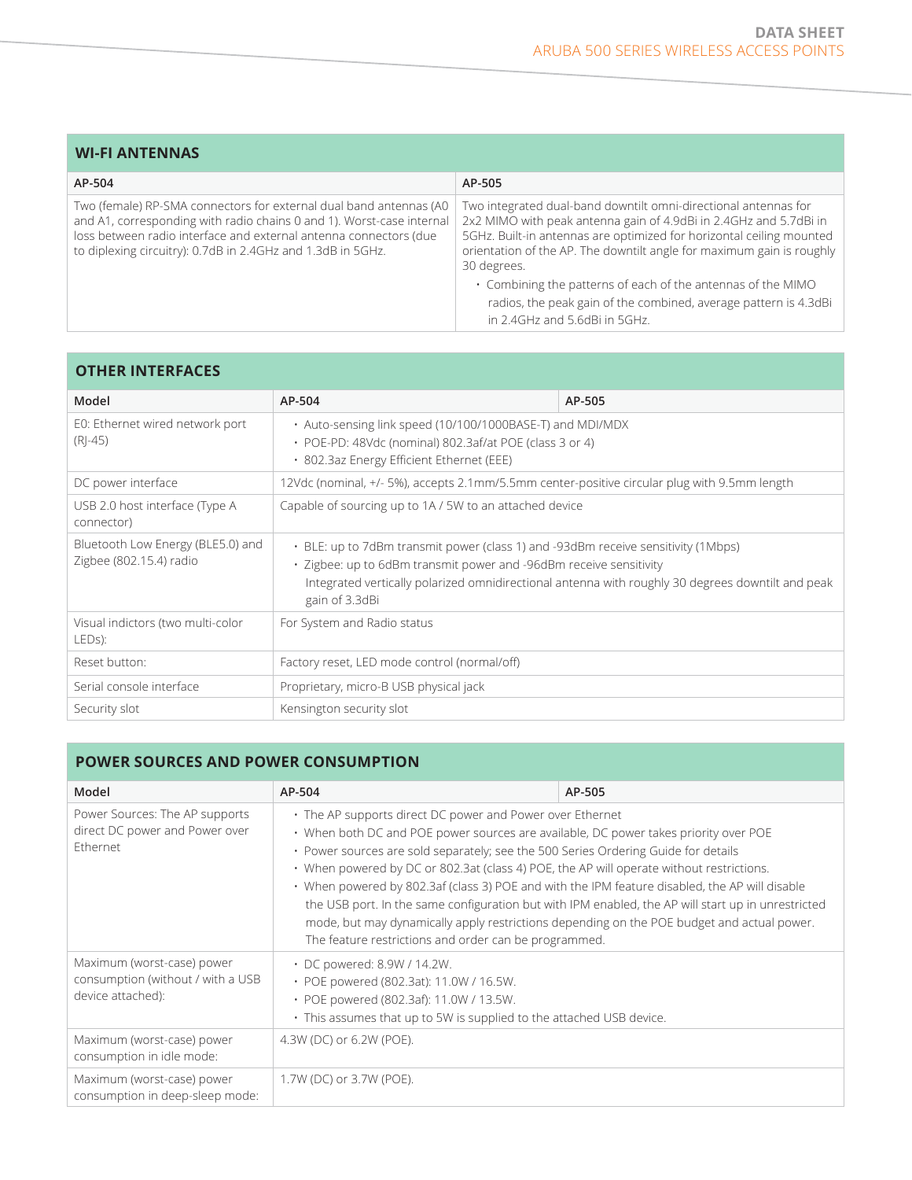## WI-FI ANTENNAS

| AP-504 | AP-505 |
|---|---|
| Two (female) RP-SMA connectors for external dual band antennas (A0 and A1, corresponding with radio chains 0 and 1). Worst-case internal loss between radio interface and external antenna connectors (due to diplexing circuitry): 0.7dB in 2.4GHz and 1.3dB in 5GHz. | Two integrated dual-band downtilt omni-directional antennas for 2x2 MIMO with peak antenna gain of 4.9dBi in 2.4GHz and 5.7dBi in 5GHz. Built-in antennas are optimized for horizontal ceiling mounted orientation of the AP. The downtilt angle for maximum gain is roughly 30 degrees.<br>• Combining the patterns of each of the antennas of the MIMO radios, the peak gain of the combined, average pattern is 4.3dBi in 2.4GHz and 5.6dBi in 5GHz. |

## OTHER INTERFACES

| Model | AP-504 | AP-505 |
|---|---|---|
| E0: Ethernet wired network port (RJ-45) | • Auto-sensing link speed (10/100/1000BASE-T) and MDI/MDX<br>• POE-PD: 48Vdc (nominal) 802.3af/at POE (class 3 or 4)<br>• 802.3az Energy Efficient Ethernet (EEE) | |
| DC power interface | 12Vdc (nominal, +/- 5%), accepts 2.1mm/5.5mm center-positive circular plug with 9.5mm length | |
| USB 2.0 host interface (Type A connector) | Capable of sourcing up to 1A / 5W to an attached device | |
| Bluetooth Low Energy (BLE5.0) and Zigbee (802.15.4) radio | • BLE: up to 7dBm transmit power (class 1) and -93dBm receive sensitivity (1Mbps)<br>• Zigbee: up to 6dBm transmit power and -96dBm receive sensitivity<br>Integrated vertically polarized omnidirectional antenna with roughly 30 degrees downtilt and peak gain of 3.3dBi | |
| Visual indictors (two multi-color LEDs): | For System and Radio status | |
| Reset button: | Factory reset, LED mode control (normal/off) | |
| Serial console interface | Proprietary, micro-B USB physical jack | |
| Security slot | Kensington security slot | |

## POWER SOURCES AND POWER CONSUMPTION

| Model | AP-504 | AP-505 |
|---|---|---|
| Power Sources: The AP supports direct DC power and Power over Ethernet | • The AP supports direct DC power and Power over Ethernet<br>• When both DC and POE power sources are available, DC power takes priority over POE<br>• Power sources are sold separately; see the 500 Series Ordering Guide for details<br>• When powered by DC or 802.3at (class 4) POE, the AP will operate without restrictions.<br>• When powered by 802.3af (class 3) POE and with the IPM feature disabled, the AP will disable the USB port. In the same configuration but with IPM enabled, the AP will start up in unrestricted mode, but may dynamically apply restrictions depending on the POE budget and actual power. The feature restrictions and order can be programmed. | |
| Maximum (worst-case) power consumption (without / with a USB device attached): | • DC powered: 8.9W / 14.2W.<br>• POE powered (802.3at): 11.0W / 16.5W.<br>• POE powered (802.3af): 11.0W / 13.5W.<br>• This assumes that up to 5W is supplied to the attached USB device. | |
| Maximum (worst-case) power consumption in idle mode: | 4.3W (DC) or 6.2W (POE). | |
| Maximum (worst-case) power consumption in deep-sleep mode: | 1.7W (DC) or 3.7W (POE). | |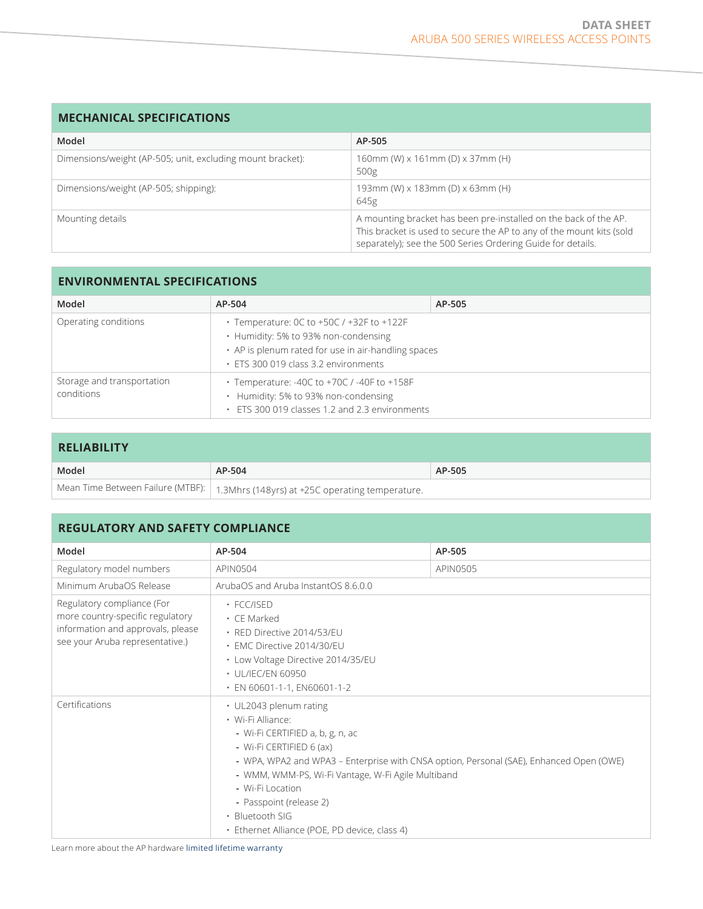## MECHANICAL SPECIFICATIONS

| Model | AP-505 |
|---|---|
| Dimensions/weight (AP-505; unit, excluding mount bracket): | 160mm (W) x 161mm (D) x 37mm (H)<br>500g |
| Dimensions/weight (AP-505; shipping): | 193mm (W) x 183mm (D) x 63mm (H)<br>645g |
| Mounting details | A mounting bracket has been pre-installed on the back of the AP. This bracket is used to secure the AP to any of the mount kits (sold separately); see the 500 Series Ordering Guide for details. |

## ENVIRONMENTAL SPECIFICATIONS

| Model | AP-504 | AP-505 |
|---|---|---|
| Operating conditions | • Temperature: 0C to +50C / +32F to +122F<br>• Humidity: 5% to 93% non-condensing<br>• AP is plenum rated for use in air-handling spaces<br>• ETS 300 019 class 3.2 environments | |
| Storage and transportation conditions | • Temperature: -40C to +70C / -40F to +158F<br>• Humidity: 5% to 93% non-condensing<br>• ETS 300 019 classes 1.2 and 2.3 environments | |

## RELIABILITY

| Model | AP-504 | AP-505 |
|---|---|---|
| Mean Time Between Failure (MTBF): | 1.3Mhrs (148yrs) at +25C operating temperature. | |

## REGULATORY AND SAFETY COMPLIANCE

| Model | AP-504 | AP-505 |
|---|---|---|
| Regulatory model numbers | APIN0504 | APIN0505 |
| Minimum ArubaOS Release | ArubaOS and Aruba InstantOS 8.6.0.0 | |
| Regulatory compliance (For more country-specific regulatory information and approvals, please see your Aruba representative.) | • FCC/ISED<br>• CE Marked<br>• RED Directive 2014/53/EU<br>• EMC Directive 2014/30/EU<br>• Low Voltage Directive 2014/35/EU<br>• UL/IEC/EN 60950<br>• EN 60601-1-1, EN60601-1-2 | |
| Certifications | • UL2043 plenum rating<br>• Wi-Fi Alliance:<br>  - Wi-Fi CERTIFIED a, b, g, n, ac<br>  - Wi-Fi CERTIFIED 6 (ax)<br>  - WPA, WPA2 and WPA3 – Enterprise with CNSA option, Personal (SAE), Enhanced Open (OWE)<br>  - WMM, WMM-PS, Wi-Fi Vantage, W-Fi Agile Multiband<br>  - Wi-Fi Location<br>  - Passpoint (release 2)<br>• Bluetooth SIG<br>• Ethernet Alliance (POE, PD device, class 4) | |

Learn more about the AP hardware limited lifetime warranty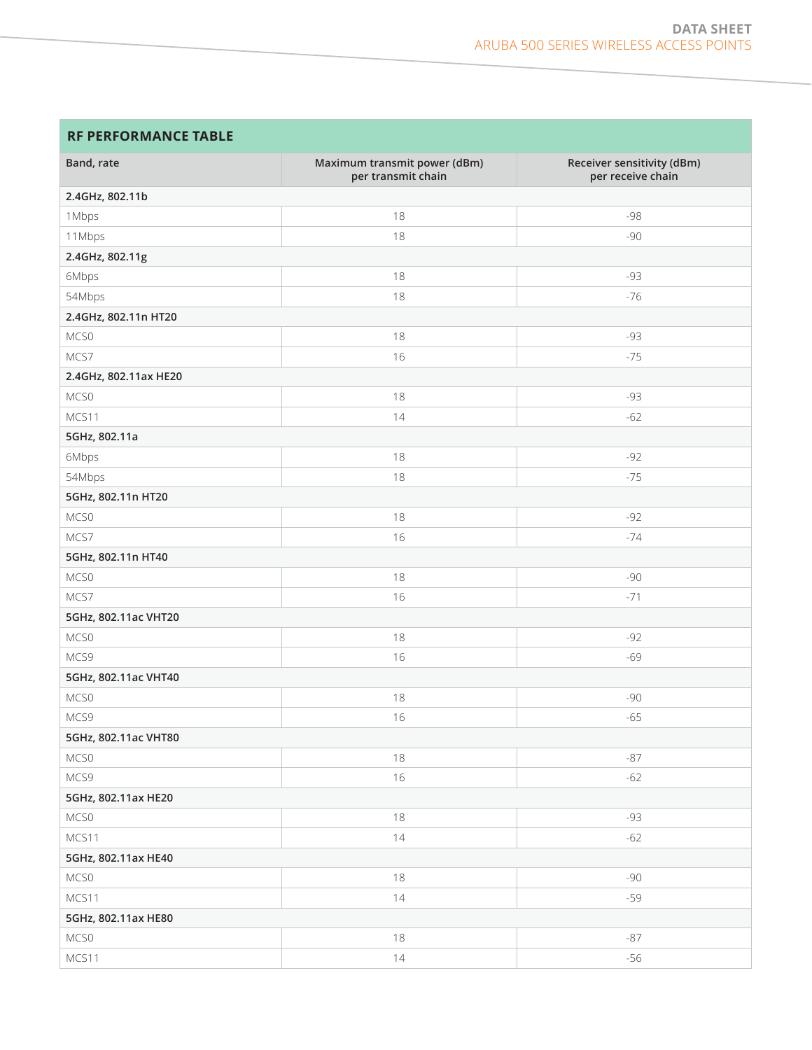**RF PERFORMANCE TABLE**

| Band, rate | Maximum transmit power (dBm) per transmit chain | Receiver sensitivity (dBm) per receive chain |
|---|---|---|
| **2.4GHz, 802.11b** | | |
| 1Mbps | 18 | -98 |
| 11Mbps | 18 | -90 |
| **2.4GHz, 802.11g** | | |
| 6Mbps | 18 | -93 |
| 54Mbps | 18 | -76 |
| **2.4GHz, 802.11n HT20** | | |
| MCS0 | 18 | -93 |
| MCS7 | 16 | -75 |
| **2.4GHz, 802.11ax HE20** | | |
| MCS0 | 18 | -93 |
| MCS11 | 14 | -62 |
| **5GHz, 802.11a** | | |
| 6Mbps | 18 | -92 |
| 54Mbps | 18 | -75 |
| **5GHz, 802.11n HT20** | | |
| MCS0 | 18 | -92 |
| MCS7 | 16 | -74 |
| **5GHz, 802.11n HT40** | | |
| MCS0 | 18 | -90 |
| MCS7 | 16 | -71 |
| **5GHz, 802.11ac VHT20** | | |
| MCS0 | 18 | -92 |
| MCS9 | 16 | -69 |
| **5GHz, 802.11ac VHT40** | | |
| MCS0 | 18 | -90 |
| MCS9 | 16 | -65 |
| **5GHz, 802.11ac VHT80** | | |
| MCS0 | 18 | -87 |
| MCS9 | 16 | -62 |
| **5GHz, 802.11ax HE20** | | |
| MCS0 | 18 | -93 |
| MCS11 | 14 | -62 |
| **5GHz, 802.11ax HE40** | | |
| MCS0 | 18 | -90 |
| MCS11 | 14 | -59 |
| **5GHz, 802.11ax HE80** | | |
| MCS0 | 18 | -87 |
| MCS11 | 14 | -56 |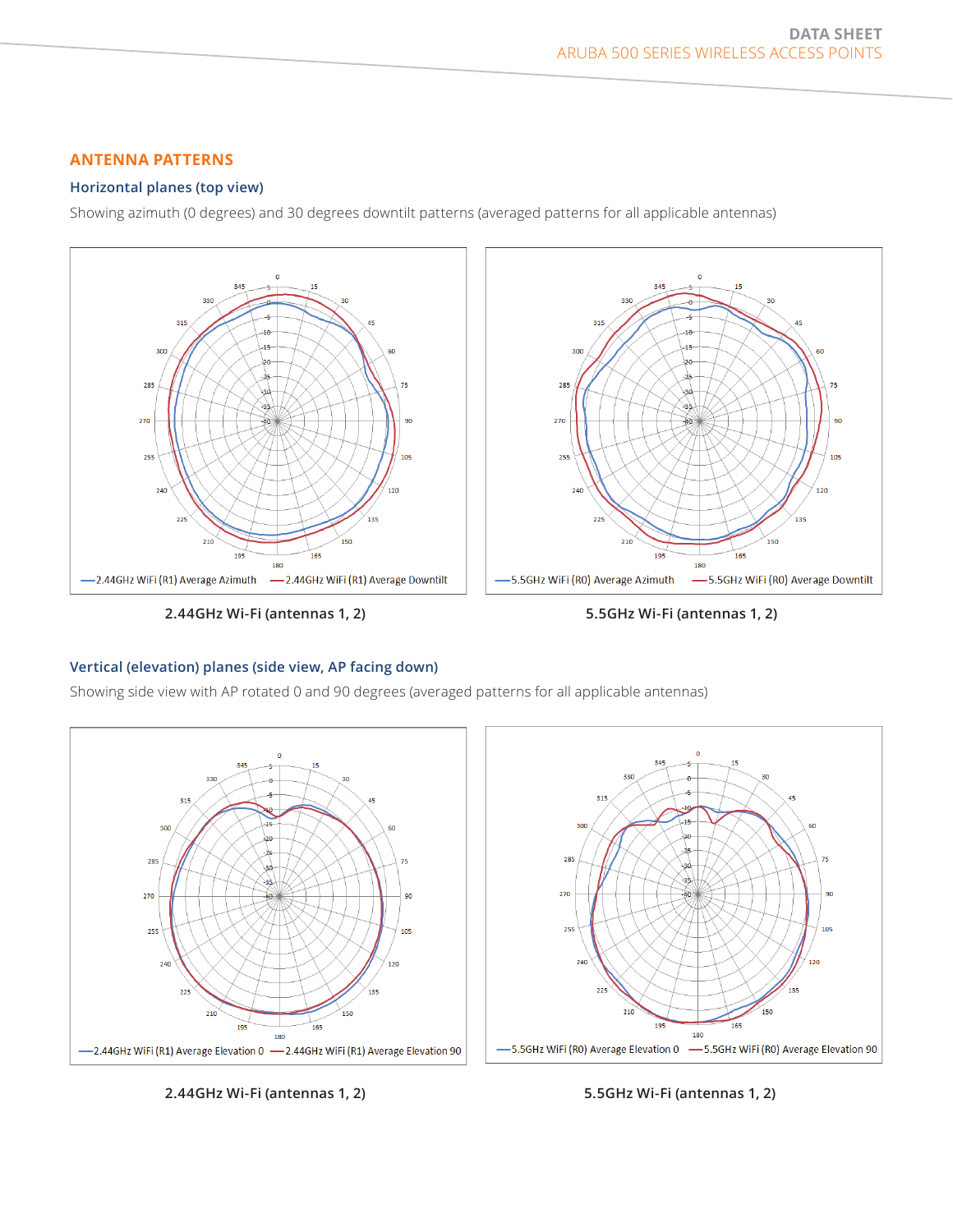## ANTENNA PATTERNS

### Horizontal planes (top view)

Showing azimuth (0 degrees) and 30 degrees downtilt patterns (averaged patterns for all applicable antennas)

—2.44GHz WiFi (R1) Average Azimuth —2.44GHz WiFi (R1) Average Downtilt

**2.44GHz Wi-Fi (antennas 1, 2)**

—5.5GHz WiFi (R0) Average Azimuth —5.5GHz WiFi (R0) Average Downtilt

**5.5GHz Wi-Fi (antennas 1, 2)**

### Vertical (elevation) planes (side view, AP facing down)

Showing side view with AP rotated 0 and 90 degrees (averaged patterns for all applicable antennas)

—2.44GHz WiFi (R1) Average Elevation 0 —2.44GHz WiFi (R1) Average Elevation 90

**2.44GHz Wi-Fi (antennas 1, 2)**

—5.5GHz WiFi (R0) Average Elevation 0 —5.5GHz WiFi (R0) Average Elevation 90

**5.5GHz Wi-Fi (antennas 1, 2)**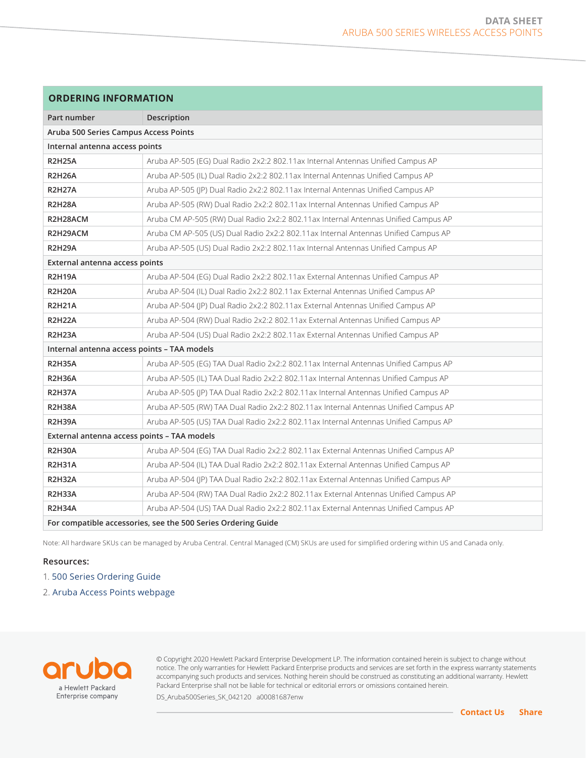## ORDERING INFORMATION

| Part number | Description |
|---|---|
| **Aruba 500 Series Campus Access Points** | |
| **Internal antenna access points** | |
| **R2H25A** | Aruba AP-505 (EG) Dual Radio 2x2:2 802.11ax Internal Antennas Unified Campus AP |
| **R2H26A** | Aruba AP-505 (IL) Dual Radio 2x2:2 802.11ax Internal Antennas Unified Campus AP |
| **R2H27A** | Aruba AP-505 (JP) Dual Radio 2x2:2 802.11ax Internal Antennas Unified Campus AP |
| **R2H28A** | Aruba AP-505 (RW) Dual Radio 2x2:2 802.11ax Internal Antennas Unified Campus AP |
| **R2H28ACM** | Aruba CM AP-505 (RW) Dual Radio 2x2:2 802.11ax Internal Antennas Unified Campus AP |
| **R2H29ACM** | Aruba CM AP-505 (US) Dual Radio 2x2:2 802.11ax Internal Antennas Unified Campus AP |
| **R2H29A** | Aruba AP-505 (US) Dual Radio 2x2:2 802.11ax Internal Antennas Unified Campus AP |
| **External antenna access points** | |
| **R2H19A** | Aruba AP-504 (EG) Dual Radio 2x2:2 802.11ax External Antennas Unified Campus AP |
| **R2H20A** | Aruba AP-504 (IL) Dual Radio 2x2:2 802.11ax External Antennas Unified Campus AP |
| **R2H21A** | Aruba AP-504 (JP) Dual Radio 2x2:2 802.11ax External Antennas Unified Campus AP |
| **R2H22A** | Aruba AP-504 (RW) Dual Radio 2x2:2 802.11ax External Antennas Unified Campus AP |
| **R2H23A** | Aruba AP-504 (US) Dual Radio 2x2:2 802.11ax External Antennas Unified Campus AP |
| **Internal antenna access points – TAA models** | |
| **R2H35A** | Aruba AP-505 (EG) TAA Dual Radio 2x2:2 802.11ax Internal Antennas Unified Campus AP |
| **R2H36A** | Aruba AP-505 (IL) TAA Dual Radio 2x2:2 802.11ax Internal Antennas Unified Campus AP |
| **R2H37A** | Aruba AP-505 (JP) TAA Dual Radio 2x2:2 802.11ax Internal Antennas Unified Campus AP |
| **R2H38A** | Aruba AP-505 (RW) TAA Dual Radio 2x2:2 802.11ax Internal Antennas Unified Campus AP |
| **R2H39A** | Aruba AP-505 (US) TAA Dual Radio 2x2:2 802.11ax Internal Antennas Unified Campus AP |
| **External antenna access points – TAA models** | |
| **R2H30A** | Aruba AP-504 (EG) TAA Dual Radio 2x2:2 802.11ax External Antennas Unified Campus AP |
| **R2H31A** | Aruba AP-504 (IL) TAA Dual Radio 2x2:2 802.11ax External Antennas Unified Campus AP |
| **R2H32A** | Aruba AP-504 (JP) TAA Dual Radio 2x2:2 802.11ax External Antennas Unified Campus AP |
| **R2H33A** | Aruba AP-504 (RW) TAA Dual Radio 2x2:2 802.11ax External Antennas Unified Campus AP |
| **R2H34A** | Aruba AP-504 (US) TAA Dual Radio 2x2:2 802.11ax External Antennas Unified Campus AP |
| **For compatible accessories, see the 500 Series Ordering Guide** | |

Note: All hardware SKUs can be managed by Aruba Central. Central Managed (CM) SKUs are used for simplified ordering within US and Canada only.

**Resources:**

1. 500 Series Ordering Guide
2. Aruba Access Points webpage

aruba
a Hewlett Packard Enterprise company

© Copyright 2020 Hewlett Packard Enterprise Development LP. The information contained herein is subject to change without notice. The only warranties for Hewlett Packard Enterprise products and services are set forth in the express warranty statements accompanying such products and services. Nothing herein should be construed as constituting an additional warranty. Hewlett Packard Enterprise shall not be liable for technical or editorial errors or omissions contained herein.

DS_Aruba500Series_SK_042120 a00081687enw

Contact Us Share